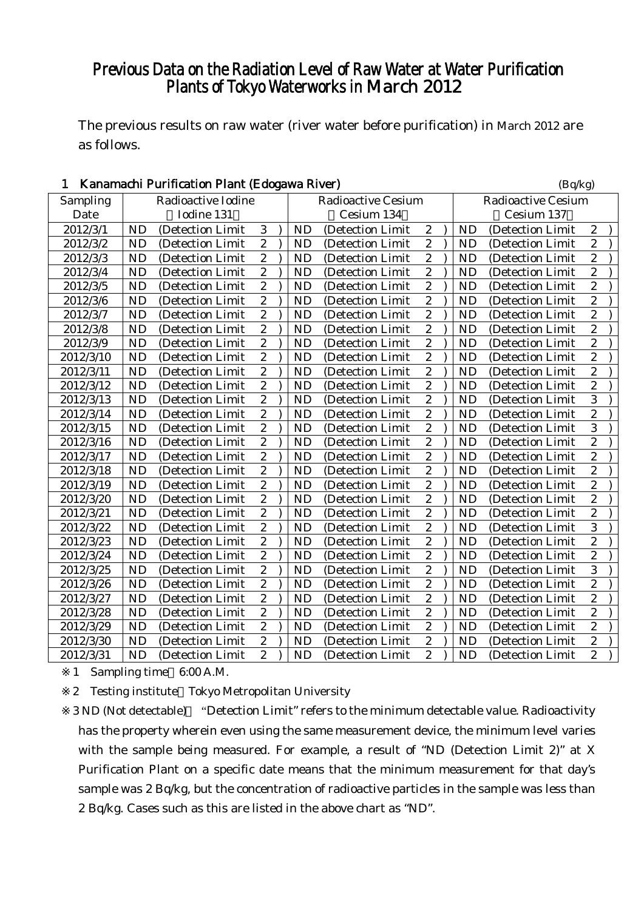# Previous Data on the Radiation Level of Raw Water at Water Purification Plants of Tokyo Waterworks in March 2012

The previous results on raw water (river water before purification) in March 2012 are as follows.

## 1 Kanamachi Purification Plant (Edogawa River)

(Bq/kg)

| Sampling Date | Radioactive Iodine (Iodine 131) | Radioactive Cesium (Cesium 134) | Radioactive Cesium (Cesium 137) |
|---|---|---|---|
| 2012/3/1 | ND (Detection Limit 3) | ND (Detection Limit 2) | ND (Detection Limit 2) |
| 2012/3/2 | ND (Detection Limit 2) | ND (Detection Limit 2) | ND (Detection Limit 2) |
| 2012/3/3 | ND (Detection Limit 2) | ND (Detection Limit 2) | ND (Detection Limit 2) |
| 2012/3/4 | ND (Detection Limit 2) | ND (Detection Limit 2) | ND (Detection Limit 2) |
| 2012/3/5 | ND (Detection Limit 2) | ND (Detection Limit 2) | ND (Detection Limit 2) |
| 2012/3/6 | ND (Detection Limit 2) | ND (Detection Limit 2) | ND (Detection Limit 2) |
| 2012/3/7 | ND (Detection Limit 2) | ND (Detection Limit 2) | ND (Detection Limit 2) |
| 2012/3/8 | ND (Detection Limit 2) | ND (Detection Limit 2) | ND (Detection Limit 2) |
| 2012/3/9 | ND (Detection Limit 2) | ND (Detection Limit 2) | ND (Detection Limit 2) |
| 2012/3/10 | ND (Detection Limit 2) | ND (Detection Limit 2) | ND (Detection Limit 2) |
| 2012/3/11 | ND (Detection Limit 2) | ND (Detection Limit 2) | ND (Detection Limit 2) |
| 2012/3/12 | ND (Detection Limit 2) | ND (Detection Limit 2) | ND (Detection Limit 2) |
| 2012/3/13 | ND (Detection Limit 2) | ND (Detection Limit 2) | ND (Detection Limit 3) |
| 2012/3/14 | ND (Detection Limit 2) | ND (Detection Limit 2) | ND (Detection Limit 2) |
| 2012/3/15 | ND (Detection Limit 2) | ND (Detection Limit 2) | ND (Detection Limit 3) |
| 2012/3/16 | ND (Detection Limit 2) | ND (Detection Limit 2) | ND (Detection Limit 2) |
| 2012/3/17 | ND (Detection Limit 2) | ND (Detection Limit 2) | ND (Detection Limit 2) |
| 2012/3/18 | ND (Detection Limit 2) | ND (Detection Limit 2) | ND (Detection Limit 2) |
| 2012/3/19 | ND (Detection Limit 2) | ND (Detection Limit 2) | ND (Detection Limit 2) |
| 2012/3/20 | ND (Detection Limit 2) | ND (Detection Limit 2) | ND (Detection Limit 2) |
| 2012/3/21 | ND (Detection Limit 2) | ND (Detection Limit 2) | ND (Detection Limit 2) |
| 2012/3/22 | ND (Detection Limit 2) | ND (Detection Limit 2) | ND (Detection Limit 3) |
| 2012/3/23 | ND (Detection Limit 2) | ND (Detection Limit 2) | ND (Detection Limit 2) |
| 2012/3/24 | ND (Detection Limit 2) | ND (Detection Limit 2) | ND (Detection Limit 2) |
| 2012/3/25 | ND (Detection Limit 2) | ND (Detection Limit 2) | ND (Detection Limit 3) |
| 2012/3/26 | ND (Detection Limit 2) | ND (Detection Limit 2) | ND (Detection Limit 2) |
| 2012/3/27 | ND (Detection Limit 2) | ND (Detection Limit 2) | ND (Detection Limit 2) |
| 2012/3/28 | ND (Detection Limit 2) | ND (Detection Limit 2) | ND (Detection Limit 2) |
| 2012/3/29 | ND (Detection Limit 2) | ND (Detection Limit 2) | ND (Detection Limit 2) |
| 2012/3/30 | ND (Detection Limit 2) | ND (Detection Limit 2) | ND (Detection Limit 2) |
| 2012/3/31 | ND (Detection Limit 2) | ND (Detection Limit 2) | ND (Detection Limit 2) |

※1 Sampling time 6:00 A.M.

※2 Testing institute Tokyo Metropolitan University

※3 ND (Not detectable) "Detection Limit" refers to the minimum detectable value. Radioactivity has the property wherein even using the same measurement device, the minimum level varies with the sample being measured. For example, a result of "ND (Detection Limit 2)" at X Purification Plant on a specific date means that the minimum measurement for that day's sample was 2 Bq/kg, but the concentration of radioactive particles in the sample was less than 2 Bq/kg. Cases such as this are listed in the above chart as "ND".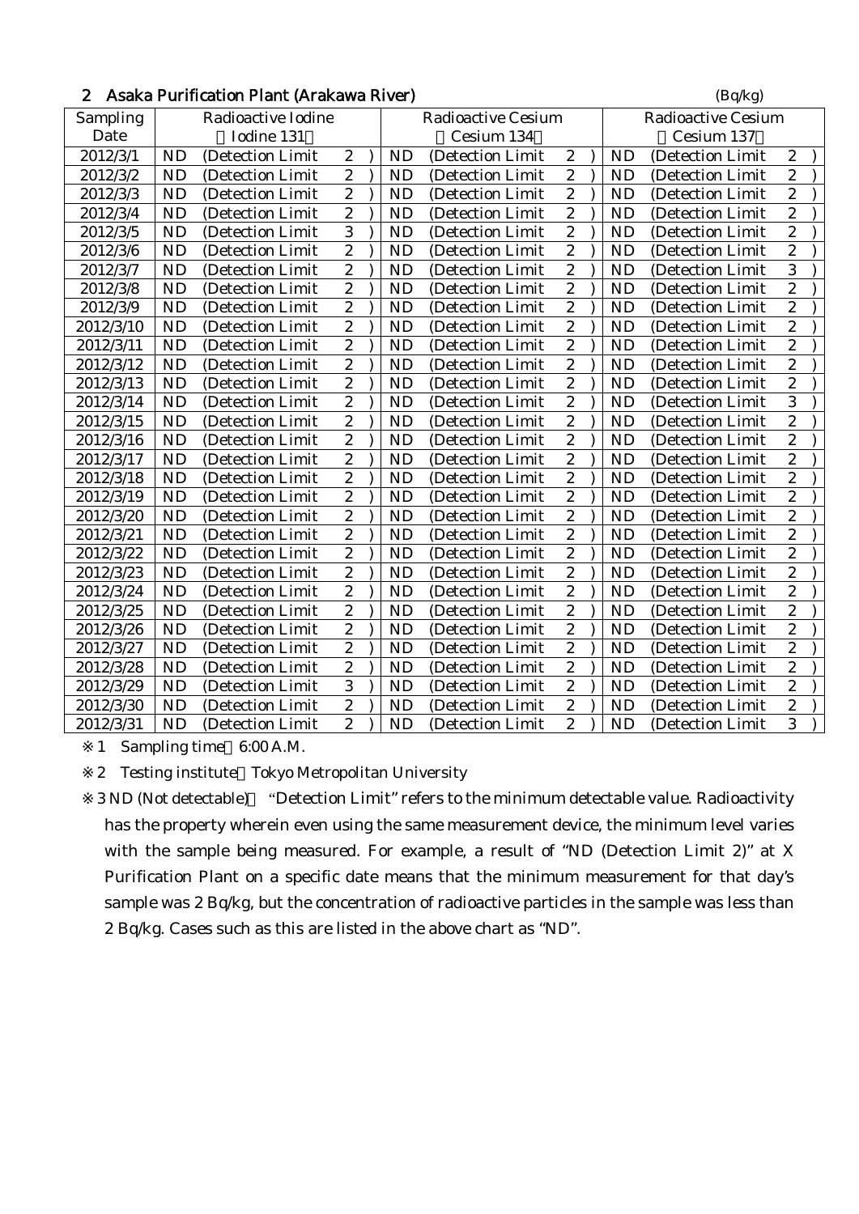## 2 Asaka Purification Plant (Arakawa River)

(Bq/kg)

| Sampling Date | Radioactive Iodine (Iodine 131) | Radioactive Cesium (Cesium 134) | Radioactive Cesium (Cesium 137) |
|---|---|---|---|
| 2012/3/1 | ND (Detection Limit 2) | ND (Detection Limit 2) | ND (Detection Limit 2) |
| 2012/3/2 | ND (Detection Limit 2) | ND (Detection Limit 2) | ND (Detection Limit 2) |
| 2012/3/3 | ND (Detection Limit 2) | ND (Detection Limit 2) | ND (Detection Limit 2) |
| 2012/3/4 | ND (Detection Limit 2) | ND (Detection Limit 2) | ND (Detection Limit 2) |
| 2012/3/5 | ND (Detection Limit 3) | ND (Detection Limit 2) | ND (Detection Limit 2) |
| 2012/3/6 | ND (Detection Limit 2) | ND (Detection Limit 2) | ND (Detection Limit 2) |
| 2012/3/7 | ND (Detection Limit 2) | ND (Detection Limit 2) | ND (Detection Limit 3) |
| 2012/3/8 | ND (Detection Limit 2) | ND (Detection Limit 2) | ND (Detection Limit 2) |
| 2012/3/9 | ND (Detection Limit 2) | ND (Detection Limit 2) | ND (Detection Limit 2) |
| 2012/3/10 | ND (Detection Limit 2) | ND (Detection Limit 2) | ND (Detection Limit 2) |
| 2012/3/11 | ND (Detection Limit 2) | ND (Detection Limit 2) | ND (Detection Limit 2) |
| 2012/3/12 | ND (Detection Limit 2) | ND (Detection Limit 2) | ND (Detection Limit 2) |
| 2012/3/13 | ND (Detection Limit 2) | ND (Detection Limit 2) | ND (Detection Limit 2) |
| 2012/3/14 | ND (Detection Limit 2) | ND (Detection Limit 2) | ND (Detection Limit 3) |
| 2012/3/15 | ND (Detection Limit 2) | ND (Detection Limit 2) | ND (Detection Limit 2) |
| 2012/3/16 | ND (Detection Limit 2) | ND (Detection Limit 2) | ND (Detection Limit 2) |
| 2012/3/17 | ND (Detection Limit 2) | ND (Detection Limit 2) | ND (Detection Limit 2) |
| 2012/3/18 | ND (Detection Limit 2) | ND (Detection Limit 2) | ND (Detection Limit 2) |
| 2012/3/19 | ND (Detection Limit 2) | ND (Detection Limit 2) | ND (Detection Limit 2) |
| 2012/3/20 | ND (Detection Limit 2) | ND (Detection Limit 2) | ND (Detection Limit 2) |
| 2012/3/21 | ND (Detection Limit 2) | ND (Detection Limit 2) | ND (Detection Limit 2) |
| 2012/3/22 | ND (Detection Limit 2) | ND (Detection Limit 2) | ND (Detection Limit 2) |
| 2012/3/23 | ND (Detection Limit 2) | ND (Detection Limit 2) | ND (Detection Limit 2) |
| 2012/3/24 | ND (Detection Limit 2) | ND (Detection Limit 2) | ND (Detection Limit 2) |
| 2012/3/25 | ND (Detection Limit 2) | ND (Detection Limit 2) | ND (Detection Limit 2) |
| 2012/3/26 | ND (Detection Limit 2) | ND (Detection Limit 2) | ND (Detection Limit 2) |
| 2012/3/27 | ND (Detection Limit 2) | ND (Detection Limit 2) | ND (Detection Limit 2) |
| 2012/3/28 | ND (Detection Limit 2) | ND (Detection Limit 2) | ND (Detection Limit 2) |
| 2012/3/29 | ND (Detection Limit 3) | ND (Detection Limit 2) | ND (Detection Limit 2) |
| 2012/3/30 | ND (Detection Limit 2) | ND (Detection Limit 2) | ND (Detection Limit 2) |
| 2012/3/31 | ND (Detection Limit 2) | ND (Detection Limit 2) | ND (Detection Limit 3) |

※1 Sampling time 6:00 A.M.

※2 Testing institute Tokyo Metropolitan University

※3 ND (Not detectable) "Detection Limit" refers to the minimum detectable value. Radioactivity has the property wherein even using the same measurement device, the minimum level varies with the sample being measured. For example, a result of "ND (Detection Limit 2)" at X Purification Plant on a specific date means that the minimum measurement for that day's sample was 2 Bq/kg, but the concentration of radioactive particles in the sample was less than 2 Bq/kg. Cases such as this are listed in the above chart as "ND".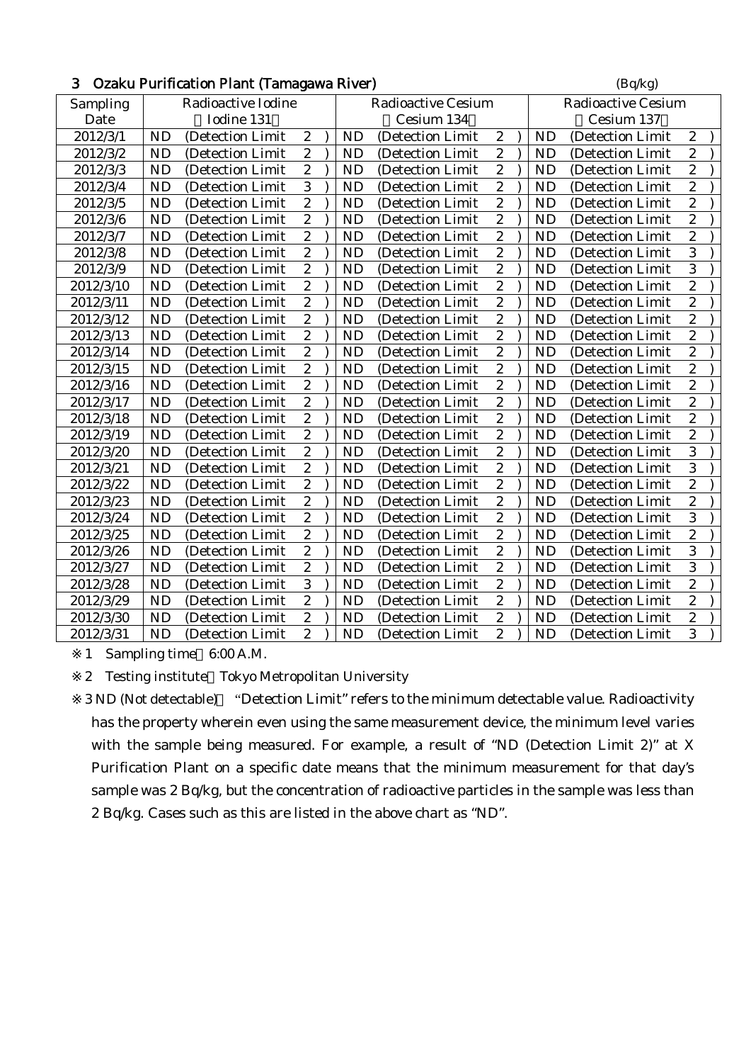## 3 Ozaku Purification Plant (Tamagawa River)

(Bq/kg)

| Sampling Date | Radioactive Iodine (Iodine 131) | Radioactive Cesium (Cesium 134) | Radioactive Cesium (Cesium 137) |
|---|---|---|---|
| 2012/3/1 | ND (Detection Limit 2) | ND (Detection Limit 2) | ND (Detection Limit 2) |
| 2012/3/2 | ND (Detection Limit 2) | ND (Detection Limit 2) | ND (Detection Limit 2) |
| 2012/3/3 | ND (Detection Limit 2) | ND (Detection Limit 2) | ND (Detection Limit 2) |
| 2012/3/4 | ND (Detection Limit 3) | ND (Detection Limit 2) | ND (Detection Limit 2) |
| 2012/3/5 | ND (Detection Limit 2) | ND (Detection Limit 2) | ND (Detection Limit 2) |
| 2012/3/6 | ND (Detection Limit 2) | ND (Detection Limit 2) | ND (Detection Limit 2) |
| 2012/3/7 | ND (Detection Limit 2) | ND (Detection Limit 2) | ND (Detection Limit 2) |
| 2012/3/8 | ND (Detection Limit 2) | ND (Detection Limit 2) | ND (Detection Limit 3) |
| 2012/3/9 | ND (Detection Limit 2) | ND (Detection Limit 2) | ND (Detection Limit 3) |
| 2012/3/10 | ND (Detection Limit 2) | ND (Detection Limit 2) | ND (Detection Limit 2) |
| 2012/3/11 | ND (Detection Limit 2) | ND (Detection Limit 2) | ND (Detection Limit 2) |
| 2012/3/12 | ND (Detection Limit 2) | ND (Detection Limit 2) | ND (Detection Limit 2) |
| 2012/3/13 | ND (Detection Limit 2) | ND (Detection Limit 2) | ND (Detection Limit 2) |
| 2012/3/14 | ND (Detection Limit 2) | ND (Detection Limit 2) | ND (Detection Limit 2) |
| 2012/3/15 | ND (Detection Limit 2) | ND (Detection Limit 2) | ND (Detection Limit 2) |
| 2012/3/16 | ND (Detection Limit 2) | ND (Detection Limit 2) | ND (Detection Limit 2) |
| 2012/3/17 | ND (Detection Limit 2) | ND (Detection Limit 2) | ND (Detection Limit 2) |
| 2012/3/18 | ND (Detection Limit 2) | ND (Detection Limit 2) | ND (Detection Limit 2) |
| 2012/3/19 | ND (Detection Limit 2) | ND (Detection Limit 2) | ND (Detection Limit 2) |
| 2012/3/20 | ND (Detection Limit 2) | ND (Detection Limit 2) | ND (Detection Limit 3) |
| 2012/3/21 | ND (Detection Limit 2) | ND (Detection Limit 2) | ND (Detection Limit 3) |
| 2012/3/22 | ND (Detection Limit 2) | ND (Detection Limit 2) | ND (Detection Limit 2) |
| 2012/3/23 | ND (Detection Limit 2) | ND (Detection Limit 2) | ND (Detection Limit 2) |
| 2012/3/24 | ND (Detection Limit 2) | ND (Detection Limit 2) | ND (Detection Limit 3) |
| 2012/3/25 | ND (Detection Limit 2) | ND (Detection Limit 2) | ND (Detection Limit 2) |
| 2012/3/26 | ND (Detection Limit 2) | ND (Detection Limit 2) | ND (Detection Limit 3) |
| 2012/3/27 | ND (Detection Limit 2) | ND (Detection Limit 2) | ND (Detection Limit 3) |
| 2012/3/28 | ND (Detection Limit 3) | ND (Detection Limit 2) | ND (Detection Limit 2) |
| 2012/3/29 | ND (Detection Limit 2) | ND (Detection Limit 2) | ND (Detection Limit 2) |
| 2012/3/30 | ND (Detection Limit 2) | ND (Detection Limit 2) | ND (Detection Limit 2) |
| 2012/3/31 | ND (Detection Limit 2) | ND (Detection Limit 2) | ND (Detection Limit 3) |

※1 Sampling time 6:00 A.M.

※2 Testing institute Tokyo Metropolitan University

※3 ND (Not detectable) "Detection Limit" refers to the minimum detectable value. Radioactivity has the property wherein even using the same measurement device, the minimum level varies with the sample being measured. For example, a result of "ND (Detection Limit 2)" at X Purification Plant on a specific date means that the minimum measurement for that day's sample was 2 Bq/kg, but the concentration of radioactive particles in the sample was less than 2 Bq/kg. Cases such as this are listed in the above chart as "ND".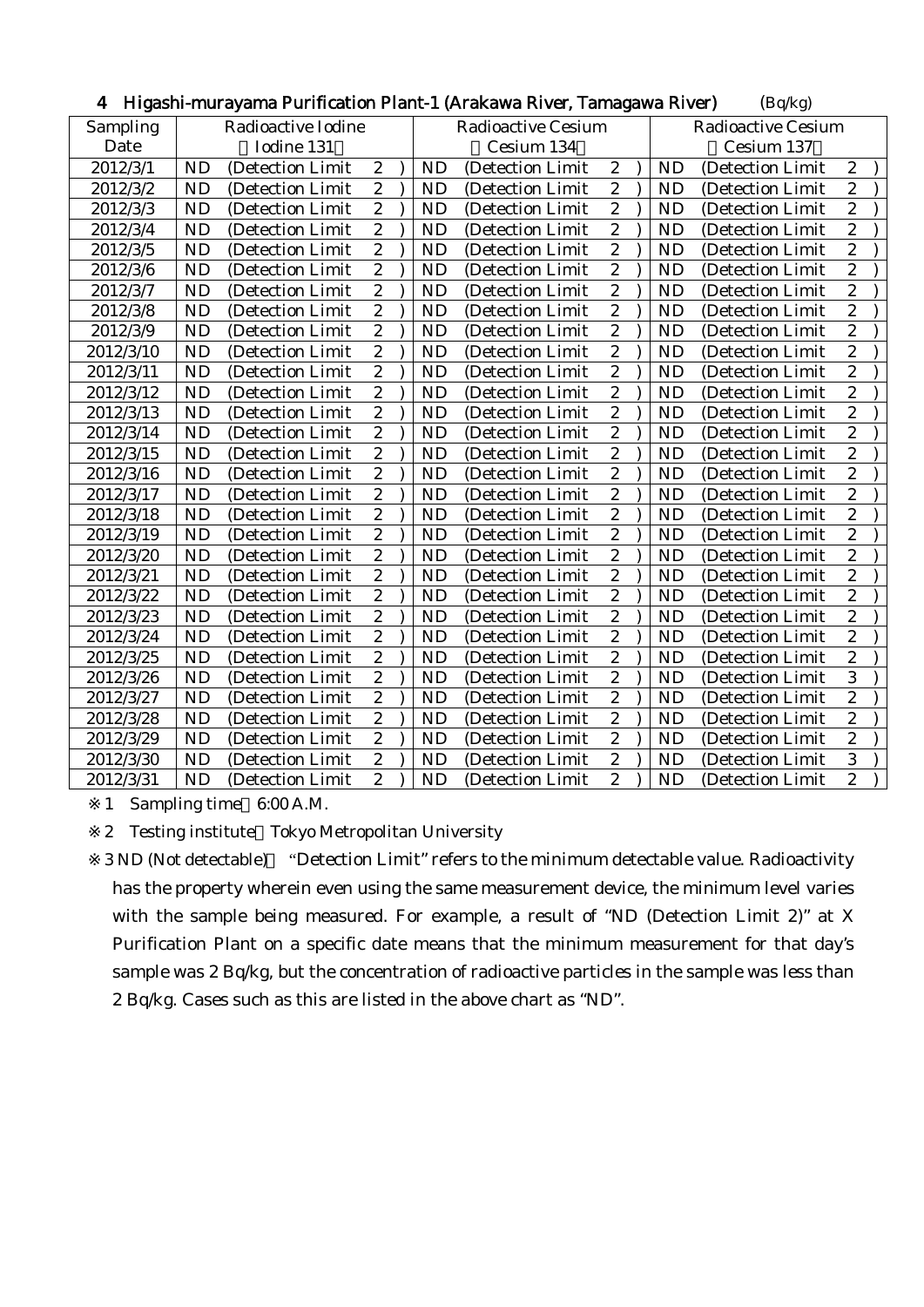## 4 Higashi-murayama Purification Plant-1 (Arakawa River, Tamagawa River) (Bq/kg)

| Sampling Date | Radioactive Iodine (Iodine 131) | Radioactive Cesium (Cesium 134) | Radioactive Cesium (Cesium 137) |
|---|---|---|---|
| 2012/3/1 | ND (Detection Limit 2) | ND (Detection Limit 2) | ND (Detection Limit 2) |
| 2012/3/2 | ND (Detection Limit 2) | ND (Detection Limit 2) | ND (Detection Limit 2) |
| 2012/3/3 | ND (Detection Limit 2) | ND (Detection Limit 2) | ND (Detection Limit 2) |
| 2012/3/4 | ND (Detection Limit 2) | ND (Detection Limit 2) | ND (Detection Limit 2) |
| 2012/3/5 | ND (Detection Limit 2) | ND (Detection Limit 2) | ND (Detection Limit 2) |
| 2012/3/6 | ND (Detection Limit 2) | ND (Detection Limit 2) | ND (Detection Limit 2) |
| 2012/3/7 | ND (Detection Limit 2) | ND (Detection Limit 2) | ND (Detection Limit 2) |
| 2012/3/8 | ND (Detection Limit 2) | ND (Detection Limit 2) | ND (Detection Limit 2) |
| 2012/3/9 | ND (Detection Limit 2) | ND (Detection Limit 2) | ND (Detection Limit 2) |
| 2012/3/10 | ND (Detection Limit 2) | ND (Detection Limit 2) | ND (Detection Limit 2) |
| 2012/3/11 | ND (Detection Limit 2) | ND (Detection Limit 2) | ND (Detection Limit 2) |
| 2012/3/12 | ND (Detection Limit 2) | ND (Detection Limit 2) | ND (Detection Limit 2) |
| 2012/3/13 | ND (Detection Limit 2) | ND (Detection Limit 2) | ND (Detection Limit 2) |
| 2012/3/14 | ND (Detection Limit 2) | ND (Detection Limit 2) | ND (Detection Limit 2) |
| 2012/3/15 | ND (Detection Limit 2) | ND (Detection Limit 2) | ND (Detection Limit 2) |
| 2012/3/16 | ND (Detection Limit 2) | ND (Detection Limit 2) | ND (Detection Limit 2) |
| 2012/3/17 | ND (Detection Limit 2) | ND (Detection Limit 2) | ND (Detection Limit 2) |
| 2012/3/18 | ND (Detection Limit 2) | ND (Detection Limit 2) | ND (Detection Limit 2) |
| 2012/3/19 | ND (Detection Limit 2) | ND (Detection Limit 2) | ND (Detection Limit 2) |
| 2012/3/20 | ND (Detection Limit 2) | ND (Detection Limit 2) | ND (Detection Limit 2) |
| 2012/3/21 | ND (Detection Limit 2) | ND (Detection Limit 2) | ND (Detection Limit 2) |
| 2012/3/22 | ND (Detection Limit 2) | ND (Detection Limit 2) | ND (Detection Limit 2) |
| 2012/3/23 | ND (Detection Limit 2) | ND (Detection Limit 2) | ND (Detection Limit 2) |
| 2012/3/24 | ND (Detection Limit 2) | ND (Detection Limit 2) | ND (Detection Limit 2) |
| 2012/3/25 | ND (Detection Limit 2) | ND (Detection Limit 2) | ND (Detection Limit 2) |
| 2012/3/26 | ND (Detection Limit 2) | ND (Detection Limit 2) | ND (Detection Limit 3) |
| 2012/3/27 | ND (Detection Limit 2) | ND (Detection Limit 2) | ND (Detection Limit 2) |
| 2012/3/28 | ND (Detection Limit 2) | ND (Detection Limit 2) | ND (Detection Limit 2) |
| 2012/3/29 | ND (Detection Limit 2) | ND (Detection Limit 2) | ND (Detection Limit 2) |
| 2012/3/30 | ND (Detection Limit 2) | ND (Detection Limit 2) | ND (Detection Limit 3) |
| 2012/3/31 | ND (Detection Limit 2) | ND (Detection Limit 2) | ND (Detection Limit 2) |

※1 Sampling time 6:00 A.M.

※2 Testing institute Tokyo Metropolitan University

※3 ND (Not detectable) "Detection Limit" refers to the minimum detectable value. Radioactivity has the property wherein even using the same measurement device, the minimum level varies with the sample being measured. For example, a result of "ND (Detection Limit 2)" at X Purification Plant on a specific date means that the minimum measurement for that day's sample was 2 Bq/kg, but the concentration of radioactive particles in the sample was less than 2 Bq/kg. Cases such as this are listed in the above chart as "ND".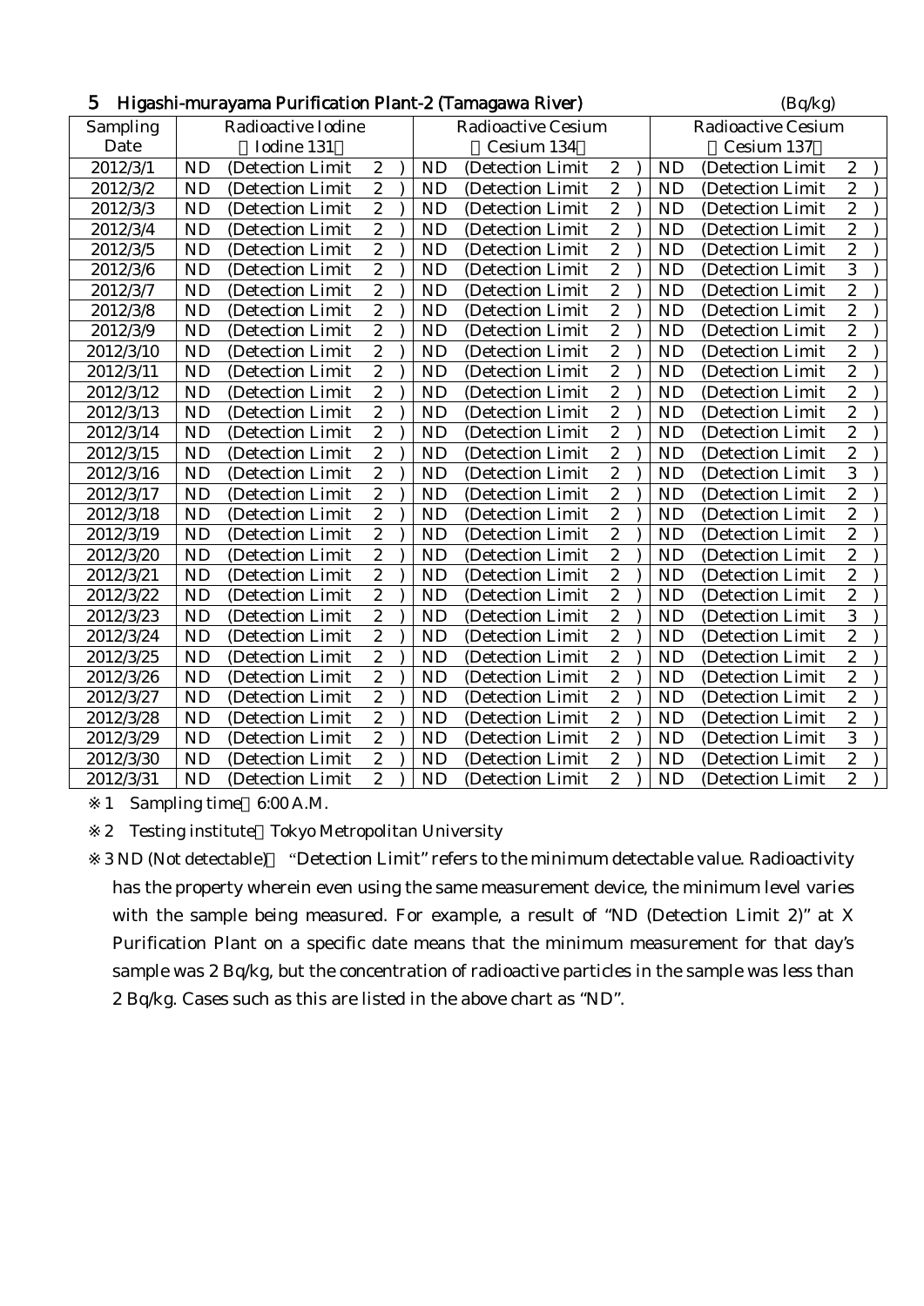## 5 Higashi-murayama Purification Plant-2 (Tamagawa River)

(Bq/kg)

| Sampling Date | Radioactive Iodine (Iodine 131) | Radioactive Cesium (Cesium 134) | Radioactive Cesium (Cesium 137) |
|---|---|---|---|
| 2012/3/1 | ND (Detection Limit 2) | ND (Detection Limit 2) | ND (Detection Limit 2) |
| 2012/3/2 | ND (Detection Limit 2) | ND (Detection Limit 2) | ND (Detection Limit 2) |
| 2012/3/3 | ND (Detection Limit 2) | ND (Detection Limit 2) | ND (Detection Limit 2) |
| 2012/3/4 | ND (Detection Limit 2) | ND (Detection Limit 2) | ND (Detection Limit 2) |
| 2012/3/5 | ND (Detection Limit 2) | ND (Detection Limit 2) | ND (Detection Limit 2) |
| 2012/3/6 | ND (Detection Limit 2) | ND (Detection Limit 2) | ND (Detection Limit 3) |
| 2012/3/7 | ND (Detection Limit 2) | ND (Detection Limit 2) | ND (Detection Limit 2) |
| 2012/3/8 | ND (Detection Limit 2) | ND (Detection Limit 2) | ND (Detection Limit 2) |
| 2012/3/9 | ND (Detection Limit 2) | ND (Detection Limit 2) | ND (Detection Limit 2) |
| 2012/3/10 | ND (Detection Limit 2) | ND (Detection Limit 2) | ND (Detection Limit 2) |
| 2012/3/11 | ND (Detection Limit 2) | ND (Detection Limit 2) | ND (Detection Limit 2) |
| 2012/3/12 | ND (Detection Limit 2) | ND (Detection Limit 2) | ND (Detection Limit 2) |
| 2012/3/13 | ND (Detection Limit 2) | ND (Detection Limit 2) | ND (Detection Limit 2) |
| 2012/3/14 | ND (Detection Limit 2) | ND (Detection Limit 2) | ND (Detection Limit 2) |
| 2012/3/15 | ND (Detection Limit 2) | ND (Detection Limit 2) | ND (Detection Limit 2) |
| 2012/3/16 | ND (Detection Limit 2) | ND (Detection Limit 2) | ND (Detection Limit 3) |
| 2012/3/17 | ND (Detection Limit 2) | ND (Detection Limit 2) | ND (Detection Limit 2) |
| 2012/3/18 | ND (Detection Limit 2) | ND (Detection Limit 2) | ND (Detection Limit 2) |
| 2012/3/19 | ND (Detection Limit 2) | ND (Detection Limit 2) | ND (Detection Limit 2) |
| 2012/3/20 | ND (Detection Limit 2) | ND (Detection Limit 2) | ND (Detection Limit 2) |
| 2012/3/21 | ND (Detection Limit 2) | ND (Detection Limit 2) | ND (Detection Limit 2) |
| 2012/3/22 | ND (Detection Limit 2) | ND (Detection Limit 2) | ND (Detection Limit 2) |
| 2012/3/23 | ND (Detection Limit 2) | ND (Detection Limit 2) | ND (Detection Limit 3) |
| 2012/3/24 | ND (Detection Limit 2) | ND (Detection Limit 2) | ND (Detection Limit 2) |
| 2012/3/25 | ND (Detection Limit 2) | ND (Detection Limit 2) | ND (Detection Limit 2) |
| 2012/3/26 | ND (Detection Limit 2) | ND (Detection Limit 2) | ND (Detection Limit 2) |
| 2012/3/27 | ND (Detection Limit 2) | ND (Detection Limit 2) | ND (Detection Limit 2) |
| 2012/3/28 | ND (Detection Limit 2) | ND (Detection Limit 2) | ND (Detection Limit 2) |
| 2012/3/29 | ND (Detection Limit 2) | ND (Detection Limit 2) | ND (Detection Limit 3) |
| 2012/3/30 | ND (Detection Limit 2) | ND (Detection Limit 2) | ND (Detection Limit 2) |
| 2012/3/31 | ND (Detection Limit 2) | ND (Detection Limit 2) | ND (Detection Limit 2) |

※1 Sampling time 6:00 A.M.

※2 Testing institute Tokyo Metropolitan University

※3 ND (Not detectable) "Detection Limit" refers to the minimum detectable value. Radioactivity has the property wherein even using the same measurement device, the minimum level varies with the sample being measured. For example, a result of "ND (Detection Limit 2)" at X Purification Plant on a specific date means that the minimum measurement for that day's sample was 2 Bq/kg, but the concentration of radioactive particles in the sample was less than 2 Bq/kg. Cases such as this are listed in the above chart as "ND".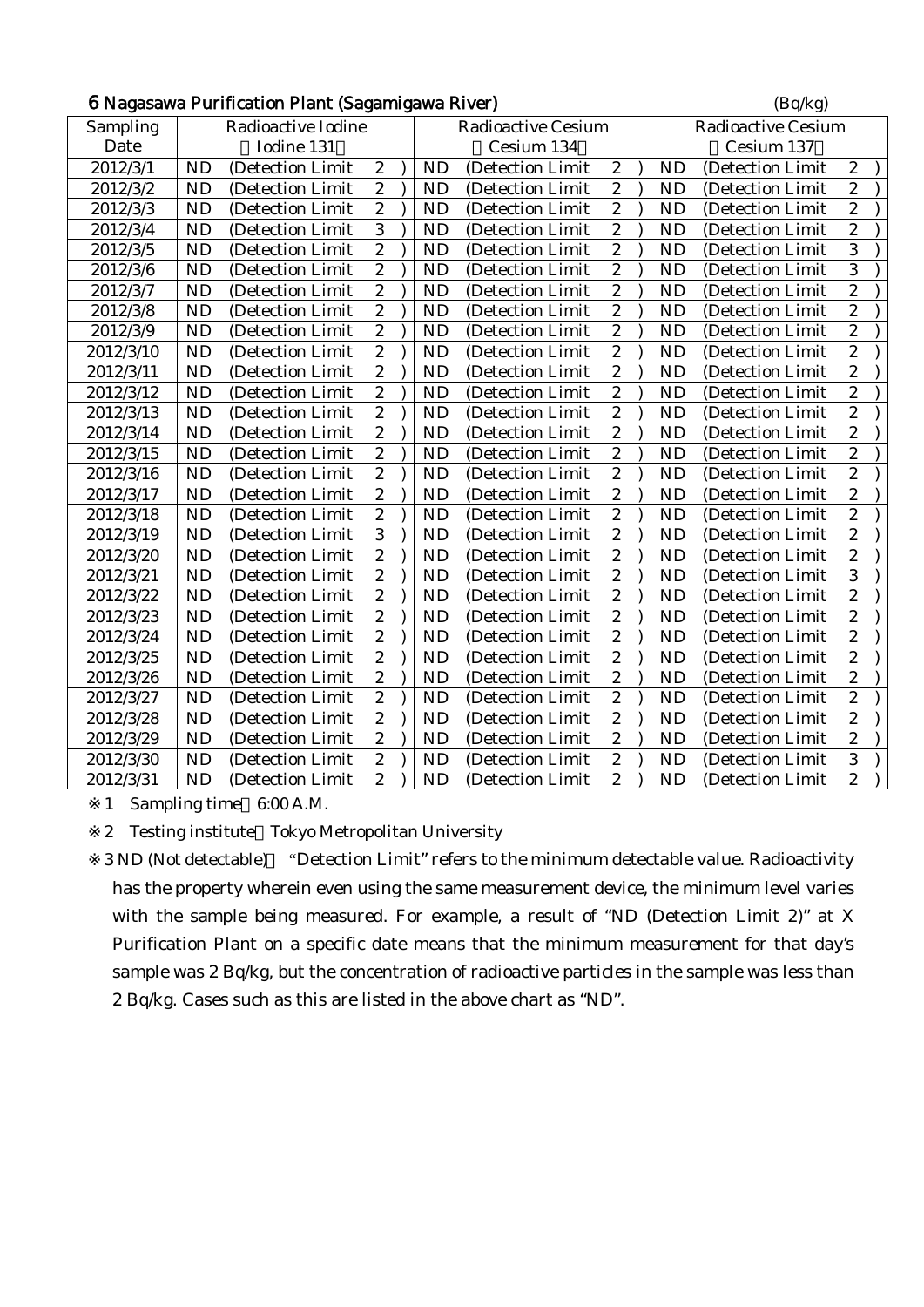## 6 Nagasawa Purification Plant (Sagamigawa River)

(Bq/kg)

| Sampling Date | Radioactive Iodine (Iodine 131) | Radioactive Cesium (Cesium 134) | Radioactive Cesium (Cesium 137) |
|---|---|---|---|
| 2012/3/1 | ND (Detection Limit 2) | ND (Detection Limit 2) | ND (Detection Limit 2) |
| 2012/3/2 | ND (Detection Limit 2) | ND (Detection Limit 2) | ND (Detection Limit 2) |
| 2012/3/3 | ND (Detection Limit 2) | ND (Detection Limit 2) | ND (Detection Limit 2) |
| 2012/3/4 | ND (Detection Limit 3) | ND (Detection Limit 2) | ND (Detection Limit 2) |
| 2012/3/5 | ND (Detection Limit 2) | ND (Detection Limit 2) | ND (Detection Limit 3) |
| 2012/3/6 | ND (Detection Limit 2) | ND (Detection Limit 2) | ND (Detection Limit 3) |
| 2012/3/7 | ND (Detection Limit 2) | ND (Detection Limit 2) | ND (Detection Limit 2) |
| 2012/3/8 | ND (Detection Limit 2) | ND (Detection Limit 2) | ND (Detection Limit 2) |
| 2012/3/9 | ND (Detection Limit 2) | ND (Detection Limit 2) | ND (Detection Limit 2) |
| 2012/3/10 | ND (Detection Limit 2) | ND (Detection Limit 2) | ND (Detection Limit 2) |
| 2012/3/11 | ND (Detection Limit 2) | ND (Detection Limit 2) | ND (Detection Limit 2) |
| 2012/3/12 | ND (Detection Limit 2) | ND (Detection Limit 2) | ND (Detection Limit 2) |
| 2012/3/13 | ND (Detection Limit 2) | ND (Detection Limit 2) | ND (Detection Limit 2) |
| 2012/3/14 | ND (Detection Limit 2) | ND (Detection Limit 2) | ND (Detection Limit 2) |
| 2012/3/15 | ND (Detection Limit 2) | ND (Detection Limit 2) | ND (Detection Limit 2) |
| 2012/3/16 | ND (Detection Limit 2) | ND (Detection Limit 2) | ND (Detection Limit 2) |
| 2012/3/17 | ND (Detection Limit 2) | ND (Detection Limit 2) | ND (Detection Limit 2) |
| 2012/3/18 | ND (Detection Limit 2) | ND (Detection Limit 2) | ND (Detection Limit 2) |
| 2012/3/19 | ND (Detection Limit 3) | ND (Detection Limit 2) | ND (Detection Limit 2) |
| 2012/3/20 | ND (Detection Limit 2) | ND (Detection Limit 2) | ND (Detection Limit 2) |
| 2012/3/21 | ND (Detection Limit 2) | ND (Detection Limit 2) | ND (Detection Limit 3) |
| 2012/3/22 | ND (Detection Limit 2) | ND (Detection Limit 2) | ND (Detection Limit 2) |
| 2012/3/23 | ND (Detection Limit 2) | ND (Detection Limit 2) | ND (Detection Limit 2) |
| 2012/3/24 | ND (Detection Limit 2) | ND (Detection Limit 2) | ND (Detection Limit 2) |
| 2012/3/25 | ND (Detection Limit 2) | ND (Detection Limit 2) | ND (Detection Limit 2) |
| 2012/3/26 | ND (Detection Limit 2) | ND (Detection Limit 2) | ND (Detection Limit 2) |
| 2012/3/27 | ND (Detection Limit 2) | ND (Detection Limit 2) | ND (Detection Limit 2) |
| 2012/3/28 | ND (Detection Limit 2) | ND (Detection Limit 2) | ND (Detection Limit 2) |
| 2012/3/29 | ND (Detection Limit 2) | ND (Detection Limit 2) | ND (Detection Limit 2) |
| 2012/3/30 | ND (Detection Limit 2) | ND (Detection Limit 2) | ND (Detection Limit 3) |
| 2012/3/31 | ND (Detection Limit 2) | ND (Detection Limit 2) | ND (Detection Limit 2) |

※1 Sampling time 6:00 A.M.

※2 Testing institute Tokyo Metropolitan University

※3 ND (Not detectable) "Detection Limit" refers to the minimum detectable value. Radioactivity has the property wherein even using the same measurement device, the minimum level varies with the sample being measured. For example, a result of "ND (Detection Limit 2)" at X Purification Plant on a specific date means that the minimum measurement for that day's sample was 2 Bq/kg, but the concentration of radioactive particles in the sample was less than 2 Bq/kg. Cases such as this are listed in the above chart as "ND".